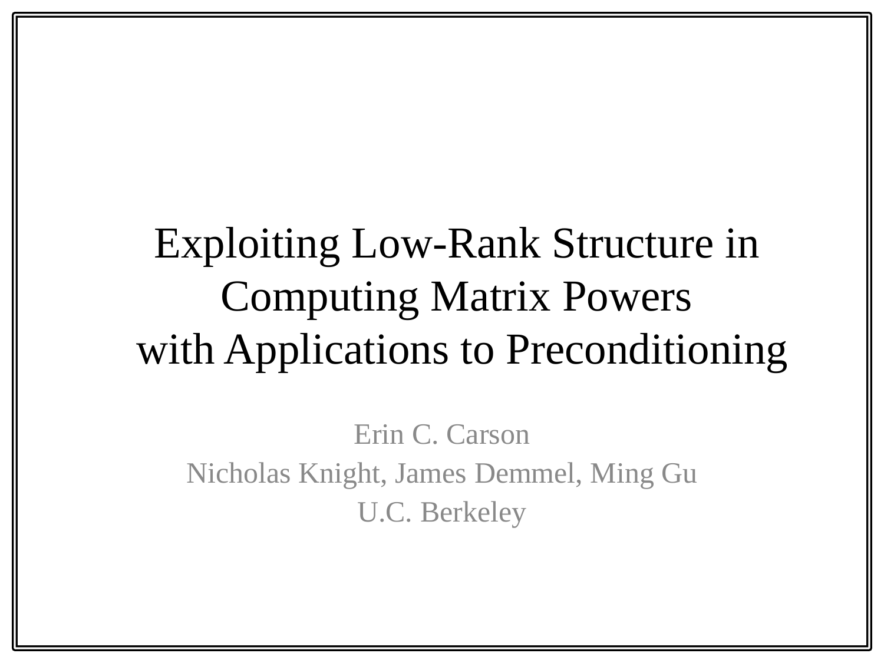# Exploiting Low-Rank Structure in Computing Matrix Powers with Applications to Preconditioning

Erin C. Carson

Nicholas Knight, James Demmel, Ming Gu

U.C. Berkeley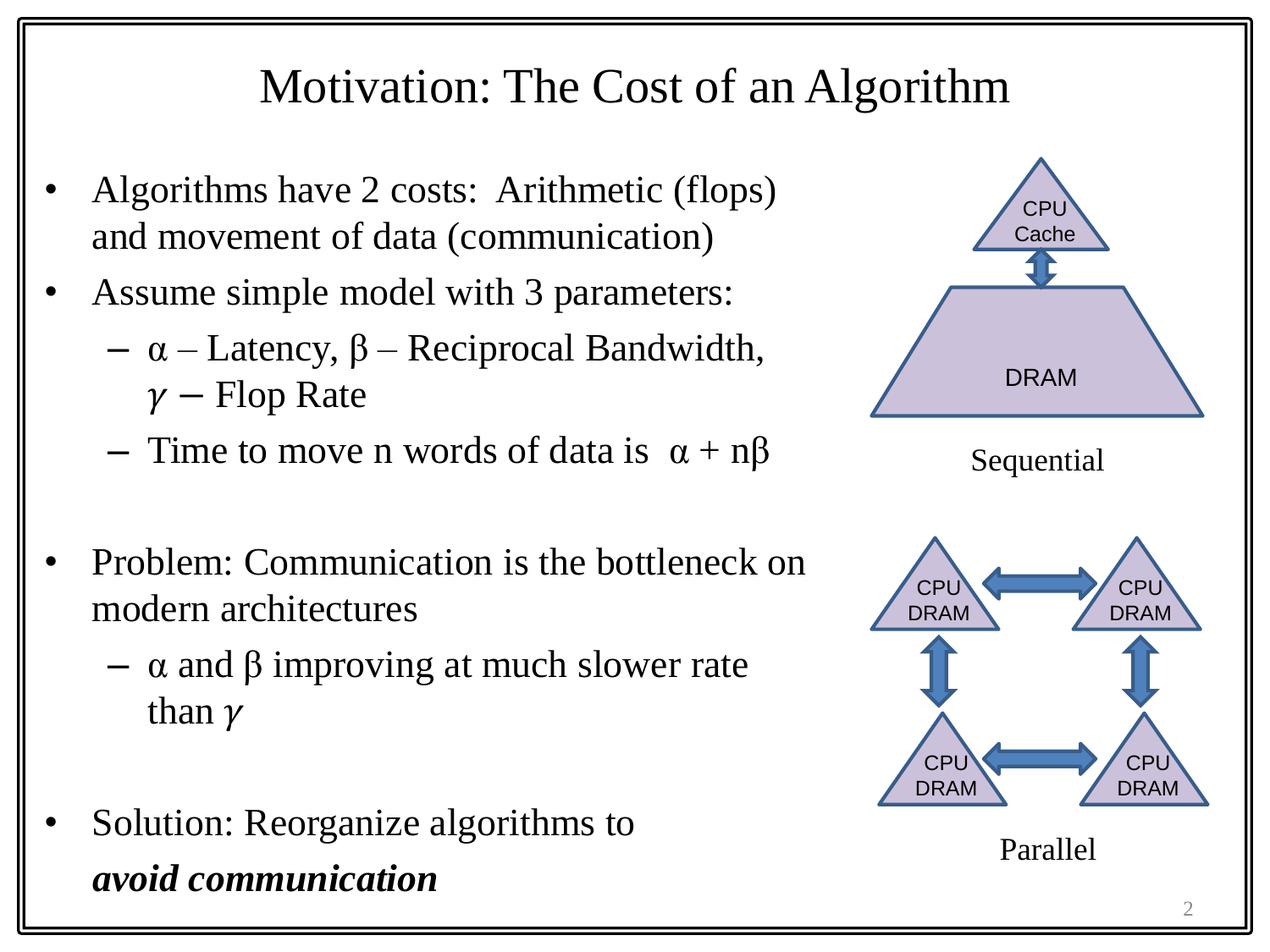# Motivation: The Cost of an Algorithm

- Algorithms have 2 costs: Arithmetic (flops) and movement of data (communication)
- Assume simple model with 3 parameters:
  - $\alpha$ – Latency, $\beta$ – Reciprocal Bandwidth, $\gamma$ – Flop Rate
  - Time to move n words of data is $\alpha + n\beta$
- Problem: Communication is the bottleneck on modern architectures
  - $\alpha$ and $\beta$ improving at much slower rate than $\gamma$
- Solution: Reorganize algorithms to ***avoid communication***

CPU Cache

DRAM

Sequential

CPU DRAM

CPU DRAM

CPU DRAM

CPU DRAM

Parallel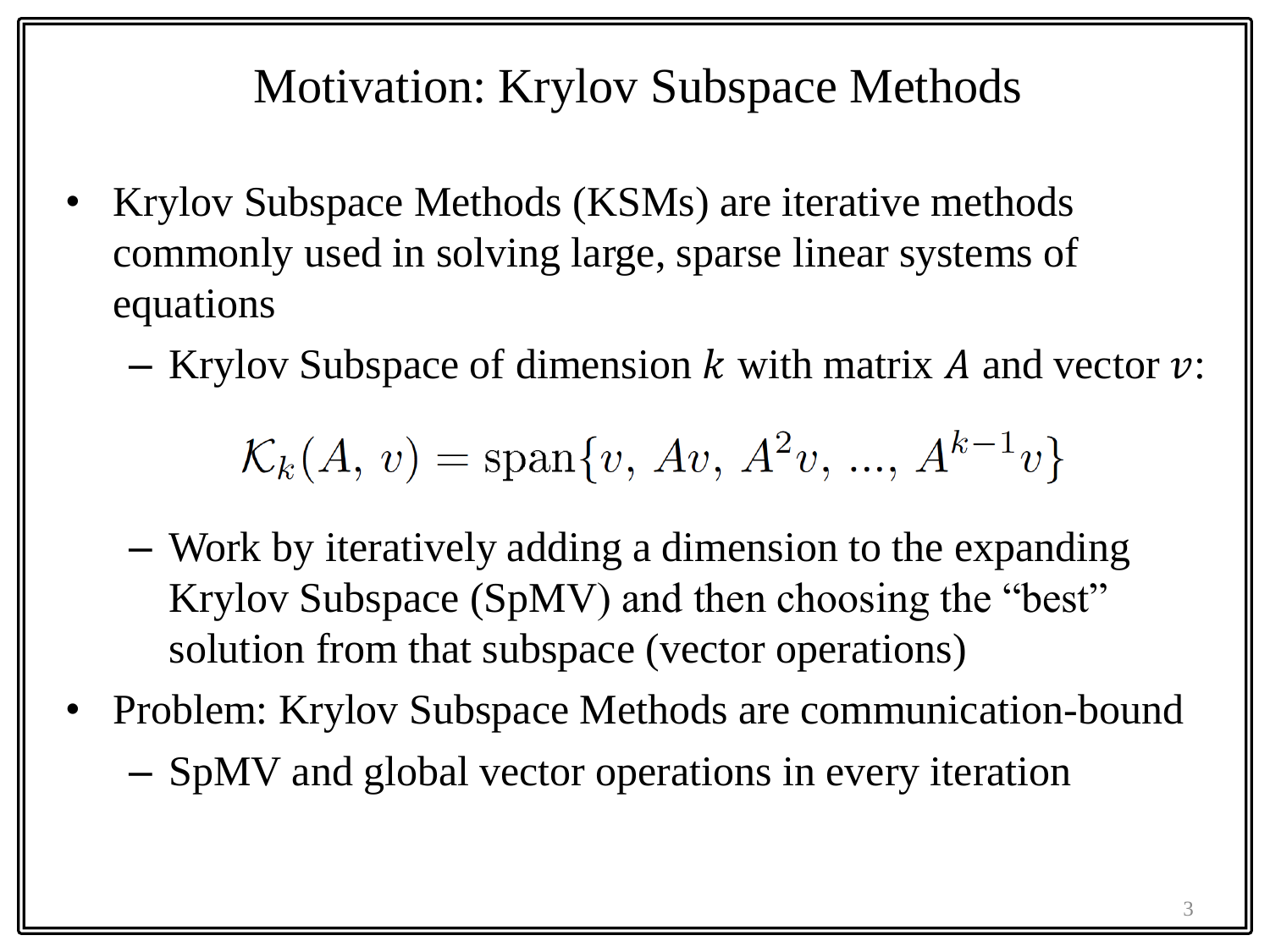# Motivation: Krylov Subspace Methods

- Krylov Subspace Methods (KSMs) are iterative methods commonly used in solving large, sparse linear systems of equations
  - Krylov Subspace of dimension $k$ with matrix $A$ and vector $v$:

$$\mathcal{K}_k(A,\, v) = \text{span}\{v,\, Av,\, A^2v,\, ...,\, A^{k-1}v\}$$

  - Work by iteratively adding a dimension to the expanding Krylov Subspace (SpMV) and then choosing the "best" solution from that subspace (vector operations)
- Problem: Krylov Subspace Methods are communication-bound
  - SpMV and global vector operations in every iteration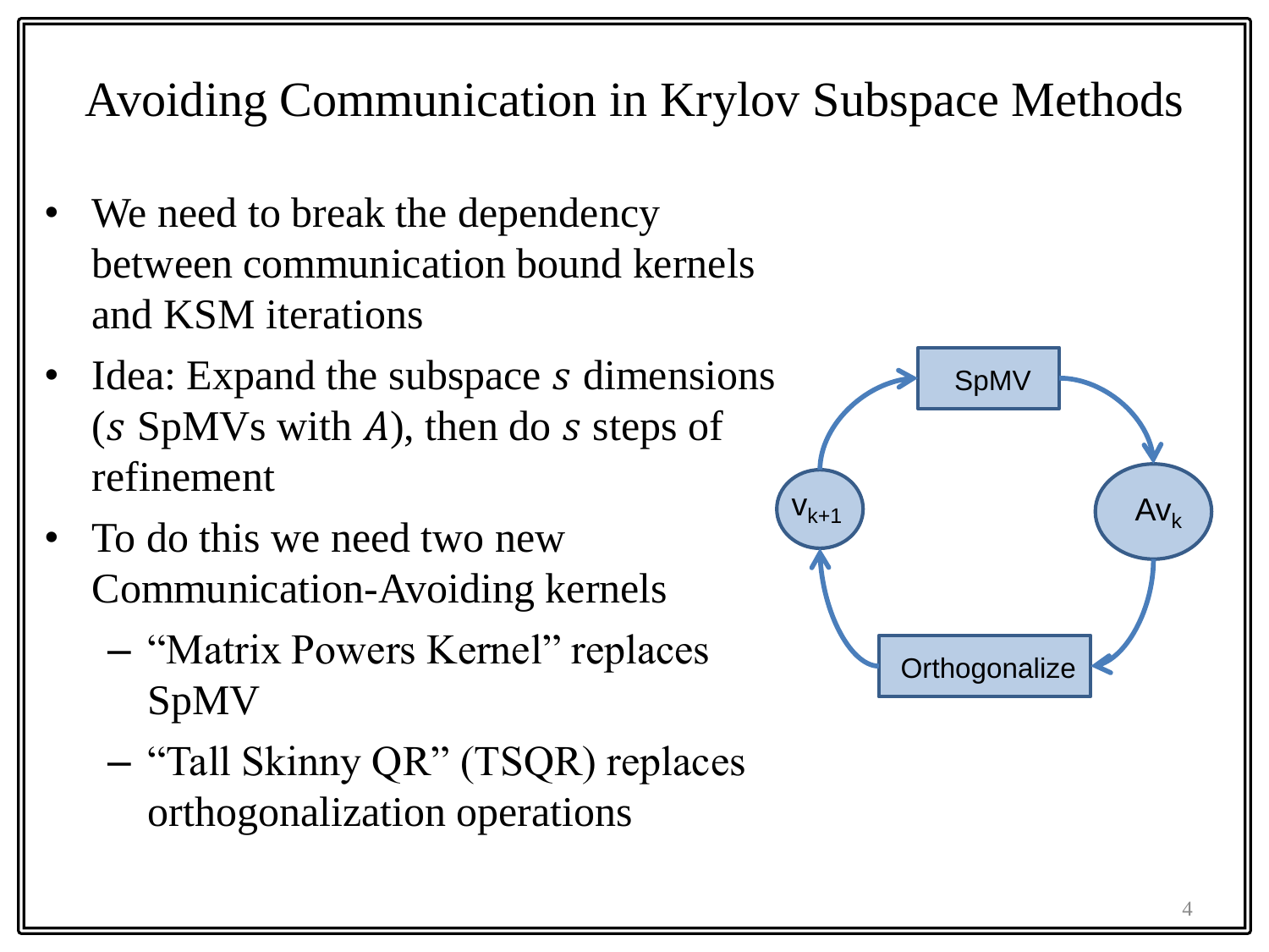# Avoiding Communication in Krylov Subspace Methods

- We need to break the dependency between communication bound kernels and KSM iterations
- Idea: Expand the subspace $s$ dimensions ($s$ SpMVs with $A$), then do $s$ steps of refinement
- To do this we need two new Communication-Avoiding kernels
  - “Matrix Powers Kernel” replaces SpMV
  - “Tall Skinny QR” (TSQR) replaces orthogonalization operations

SpMV → $Av_k$ → Orthogonalize → $v_{k+1}$ → SpMV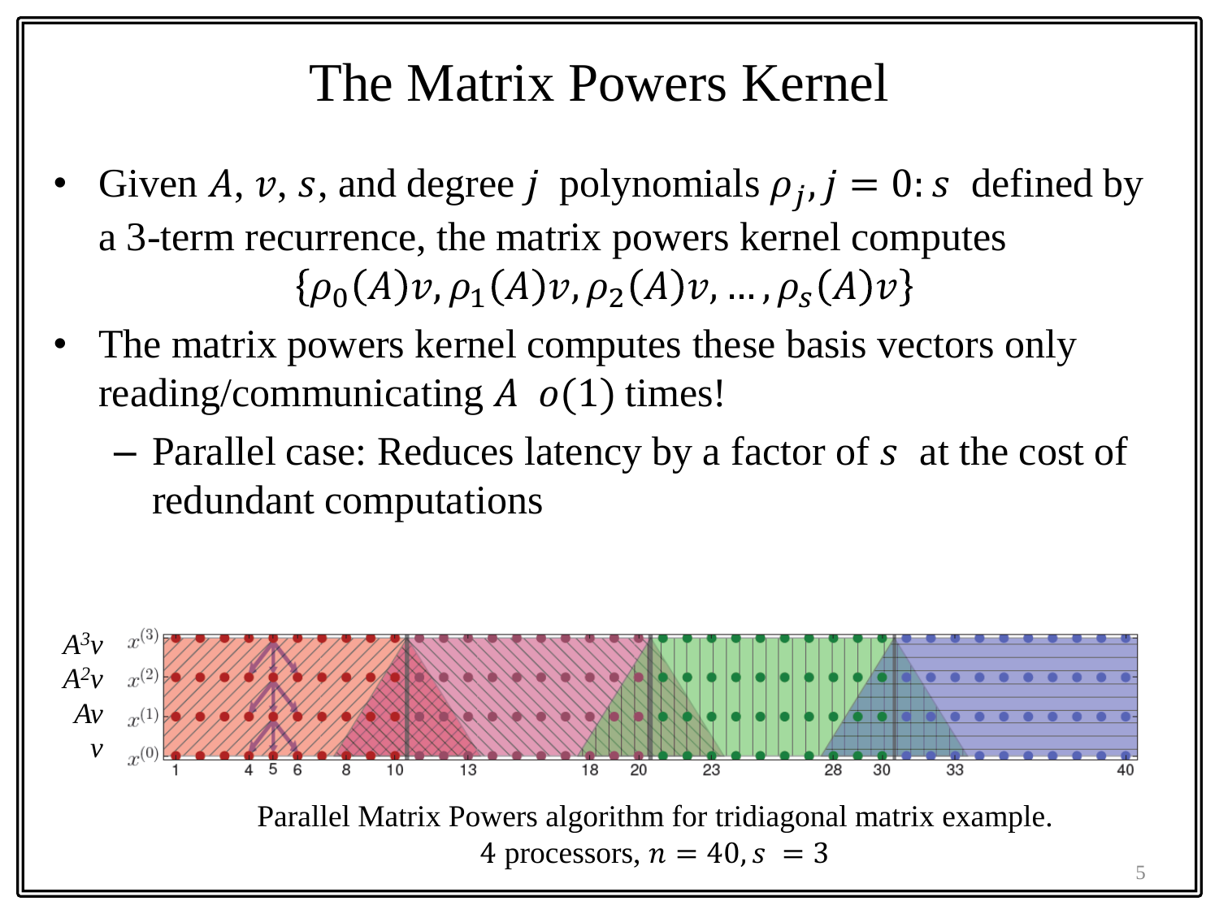# The Matrix Powers Kernel

- Given $A$, $v$, $s$, and degree $j$ polynomials $\rho_j, j = 0\!:\!s$ defined by a 3-term recurrence, the matrix powers kernel computes

$$\{\rho_0(A)v, \rho_1(A)v, \rho_2(A)v, \ldots, \rho_s(A)v\}$$

- The matrix powers kernel computes these basis vectors only reading/communicating $A$ $o(1)$ times!
  - Parallel case: Reduces latency by a factor of $s$ at the cost of redundant computations

Parallel Matrix Powers algorithm for tridiagonal matrix example.
4 processors, $n = 40, s = 3$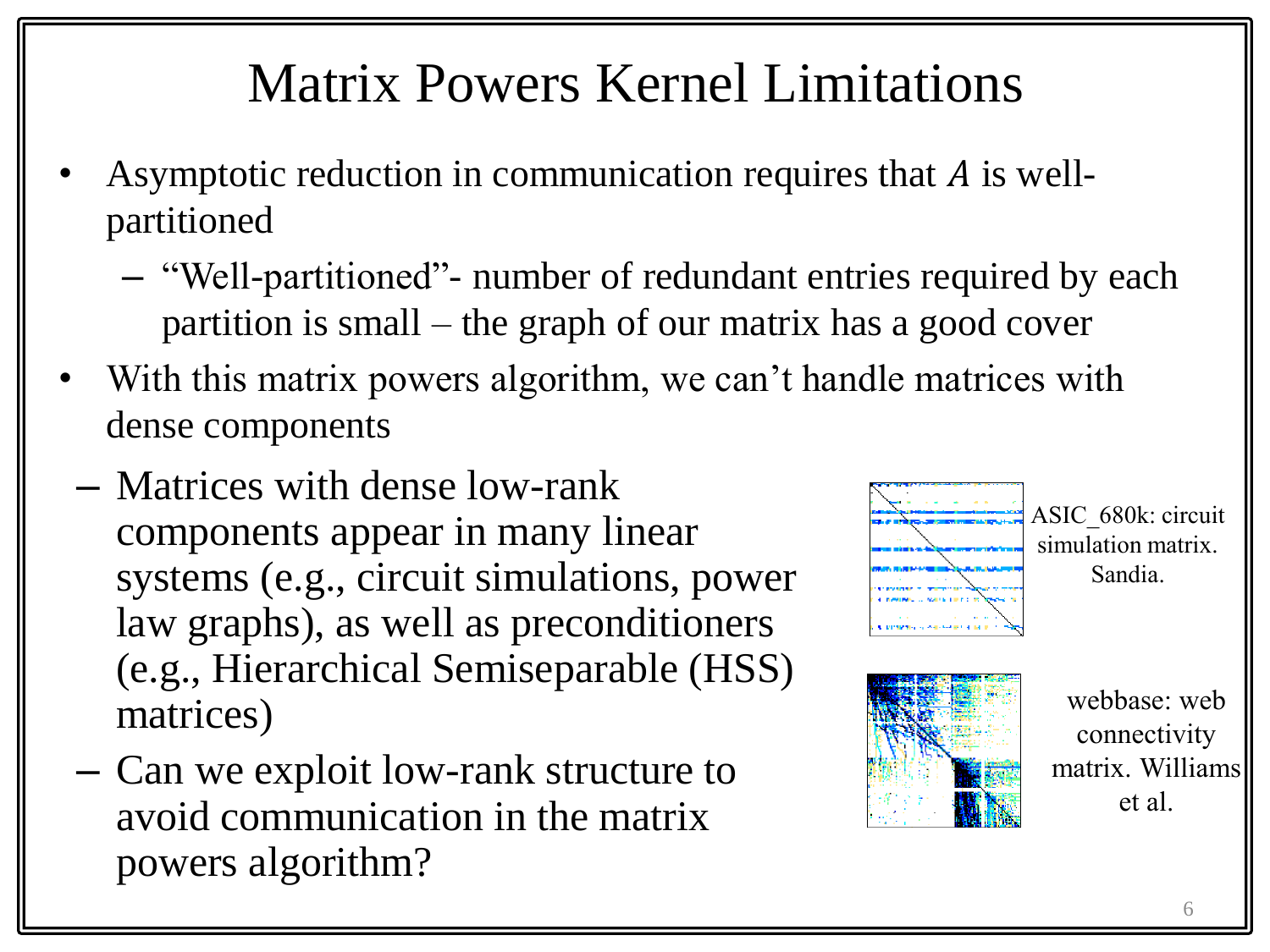# Matrix Powers Kernel Limitations

- Asymptotic reduction in communication requires that $A$ is well-partitioned
  - "Well-partitioned"- number of redundant entries required by each partition is small – the graph of our matrix has a good cover
- With this matrix powers algorithm, we can't handle matrices with dense components
  - Matrices with dense low-rank components appear in many linear systems (e.g., circuit simulations, power law graphs), as well as preconditioners (e.g., Hierarchical Semiseparable (HSS) matrices)
  - Can we exploit low-rank structure to avoid communication in the matrix powers algorithm?

ASIC_680k: circuit simulation matrix. Sandia.

webbase: web connectivity matrix. Williams et al.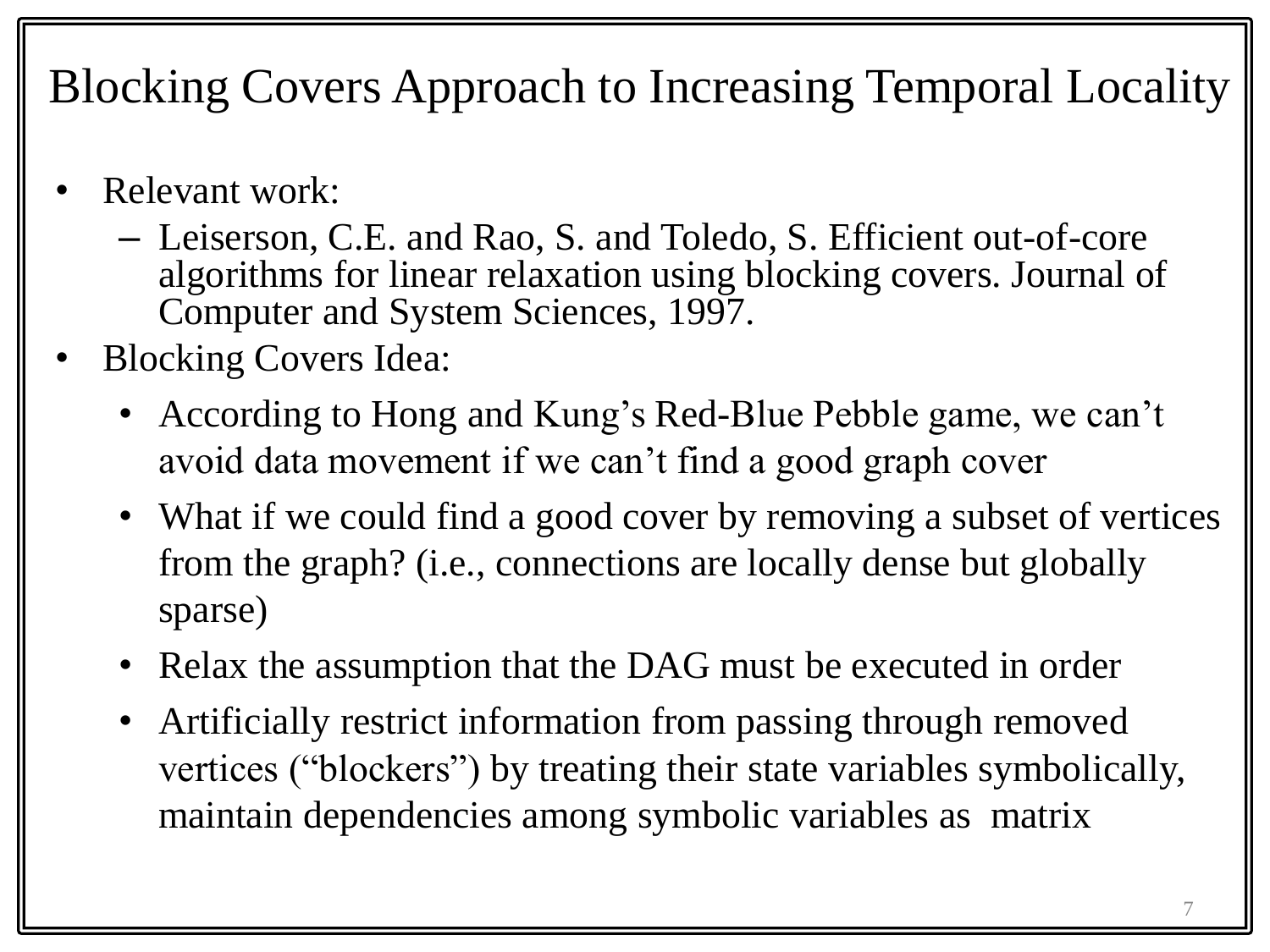# Blocking Covers Approach to Increasing Temporal Locality

- Relevant work:
  - Leiserson, C.E. and Rao, S. and Toledo, S. Efficient out-of-core algorithms for linear relaxation using blocking covers. Journal of Computer and System Sciences, 1997.
- Blocking Covers Idea:
  - According to Hong and Kung's Red-Blue Pebble game, we can't avoid data movement if we can't find a good graph cover
  - What if we could find a good cover by removing a subset of vertices from the graph? (i.e., connections are locally dense but globally sparse)
  - Relax the assumption that the DAG must be executed in order
  - Artificially restrict information from passing through removed vertices ("blockers") by treating their state variables symbolically, maintain dependencies among symbolic variables as matrix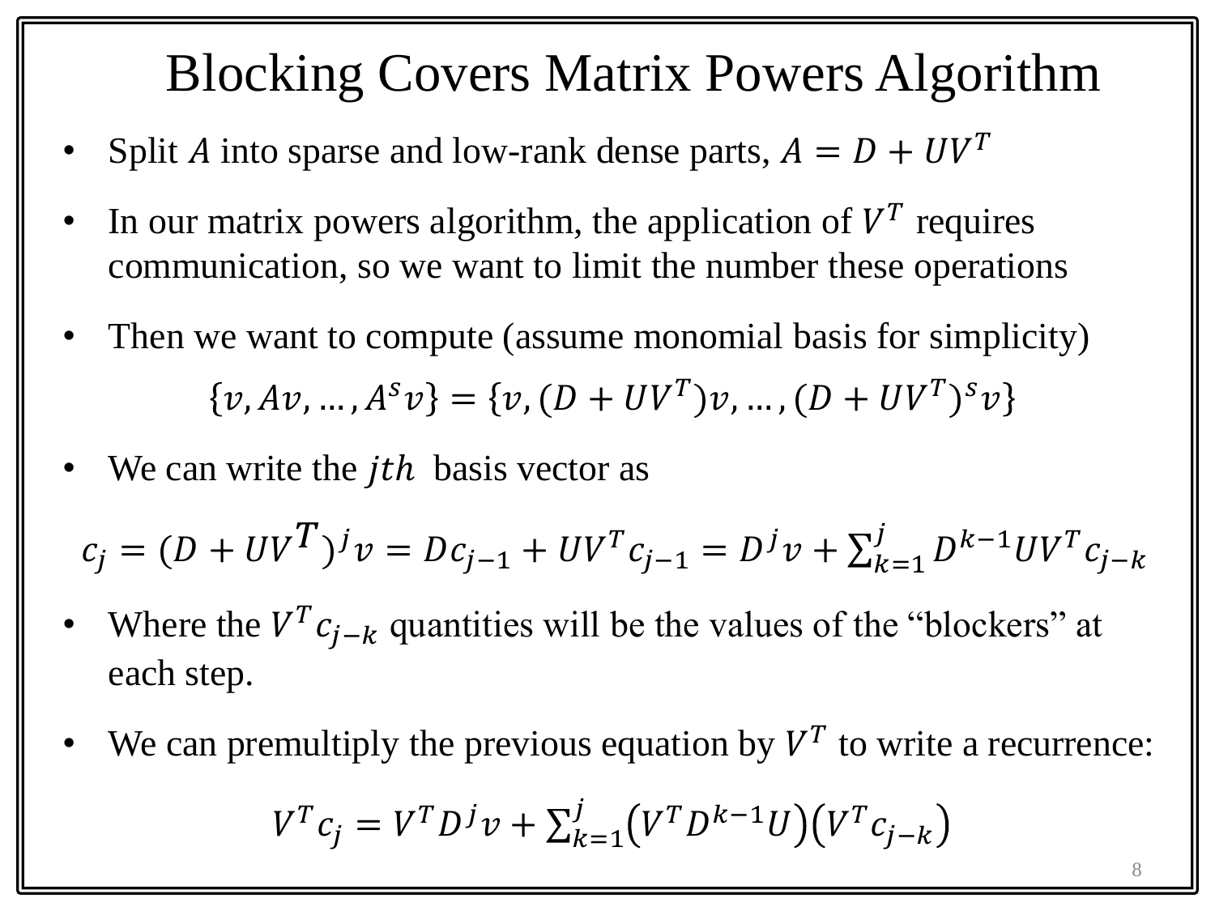# Blocking Covers Matrix Powers Algorithm

- Split $A$ into sparse and low-rank dense parts, $A = D + UV^T$
- In our matrix powers algorithm, the application of $V^T$ requires communication, so we want to limit the number these operations
- Then we want to compute (assume monomial basis for simplicity)

$$\{v, Av, \dots, A^s v\} = \{v, (D + UV^T)v, \dots, (D + UV^T)^s v\}$$

- We can write the $jth$ basis vector as

$$c_j = (D + UV^T)^j v = Dc_{j-1} + UV^T c_{j-1} = D^j v + \sum_{k=1}^{j} D^{k-1} UV^T c_{j-k}$$

- Where the $V^T c_{j-k}$ quantities will be the values of the "blockers" at each step.
- We can premultiply the previous equation by $V^T$ to write a recurrence:

$$V^T c_j = V^T D^j v + \sum_{k=1}^{j} \left(V^T D^{k-1} U\right)\left(V^T c_{j-k}\right)$$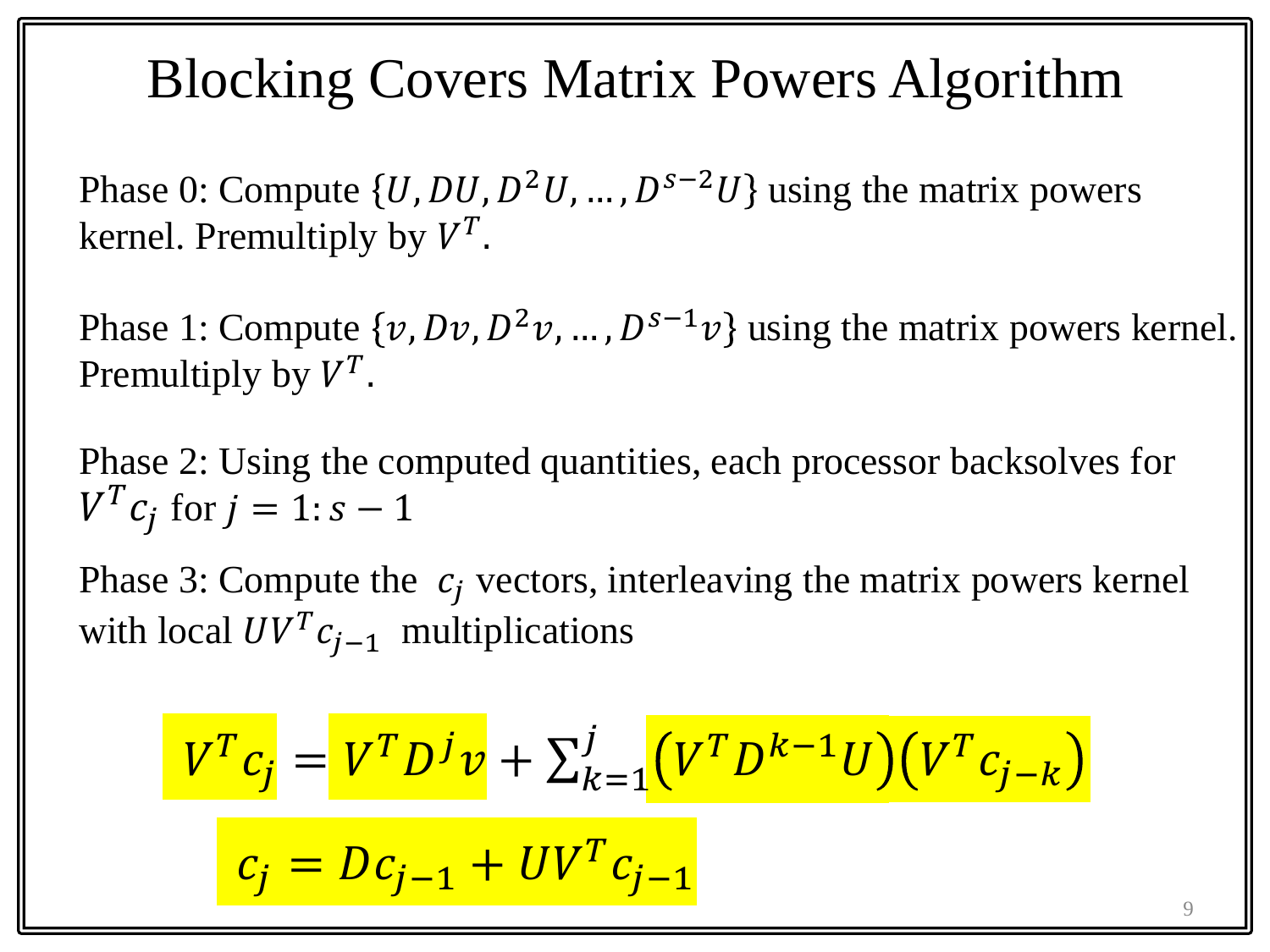# Blocking Covers Matrix Powers Algorithm

Phase 0: Compute $\{U, DU, D^2U, \dots, D^{s-2}U\}$ using the matrix powers kernel. Premultiply by $V^T$.

Phase 1: Compute $\{v, Dv, D^2v, \dots, D^{s-1}v\}$ using the matrix powers kernel. Premultiply by $V^T$.

Phase 2: Using the computed quantities, each processor backsolves for $V^T c_j$ for $j = 1{:}\, s-1$

Phase 3: Compute the $c_j$ vectors, interleaving the matrix powers kernel with local $UV^T c_{j-1}$ multiplications

$$V^T c_j = V^T D^j v + \sum_{k=1}^{j} \left(V^T D^{k-1} U\right)\left(V^T c_{j-k}\right)$$

$$c_j = D c_{j-1} + U V^T c_{j-1}$$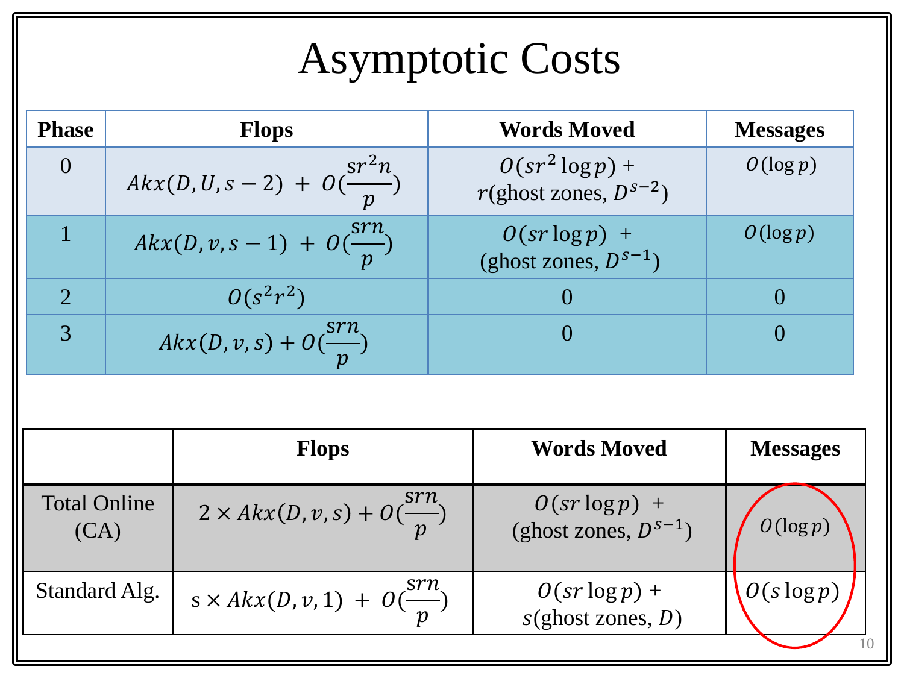# Asymptotic Costs

| Phase | Flops | Words Moved | Messages |
|---|---|---|---|
| 0 | $Akx(D, U, s-2) + O(\frac{sr^2 n}{p})$ | $O(sr^2 \log p)$ + $r$(ghost zones, $D^{s-2}$) | $O(\log p)$ |
| 1 | $Akx(D, v, s-1) + O(\frac{srn}{p})$ | $O(sr \log p)$ + (ghost zones, $D^{s-1}$) | $O(\log p)$ |
| 2 | $O(s^2 r^2)$ | 0 | 0 |
| 3 | $Akx(D, v, s) + O(\frac{srn}{p})$ | 0 | 0 |

| | Flops | Words Moved | Messages |
|---|---|---|---|
| Total Online (CA) | $2 \times Akx(D, v, s) + O(\frac{srn}{p})$ | $O(sr \log p)$ + (ghost zones, $D^{s-1}$) | $O(\log p)$ |
| Standard Alg. | $s \times Akx(D, v, 1) + O(\frac{srn}{p})$ | $O(sr \log p)$ + $s$(ghost zones, $D$) | $O(s \log p)$ |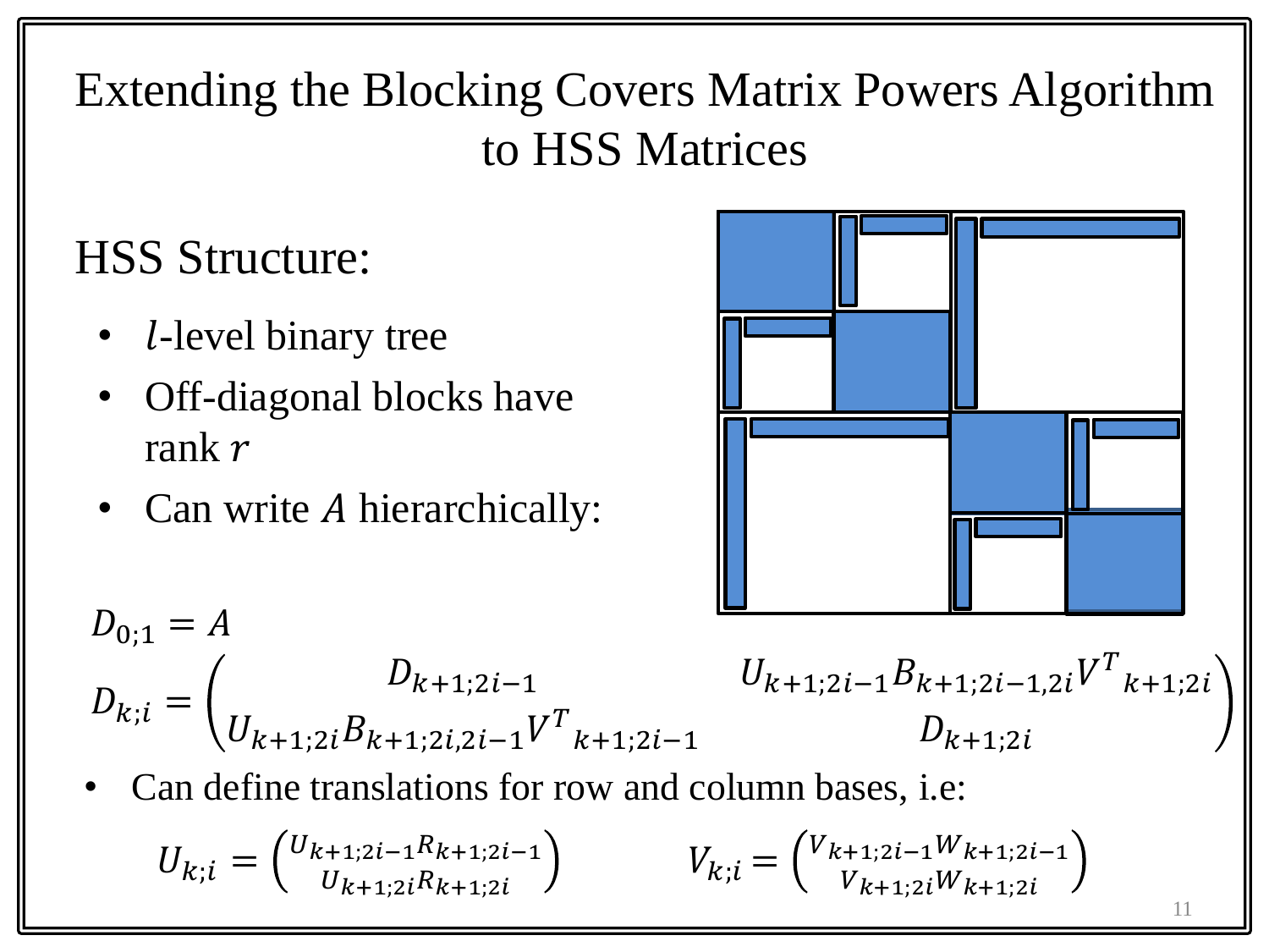# Extending the Blocking Covers Matrix Powers Algorithm to HSS Matrices

## HSS Structure:

- $l$-level binary tree
- Off-diagonal blocks have rank $r$
- Can write $A$ hierarchically:

$$D_{0;1} = A$$

$$D_{k;i} = \begin{pmatrix} D_{k+1;2i-1} & U_{k+1;2i-1} B_{k+1;2i-1,2i} {V^T}_{k+1;2i} \\ U_{k+1;2i} B_{k+1;2i,2i-1} {V^T}_{k+1;2i-1} & D_{k+1;2i} \end{pmatrix}$$

- Can define translations for row and column bases, i.e:

$$U_{k;i} = \begin{pmatrix} U_{k+1;2i-1} R_{k+1;2i-1} \\ U_{k+1;2i} R_{k+1;2i} \end{pmatrix} \qquad V_{k;i} = \begin{pmatrix} V_{k+1;2i-1} W_{k+1;2i-1} \\ V_{k+1;2i} W_{k+1;2i} \end{pmatrix}$$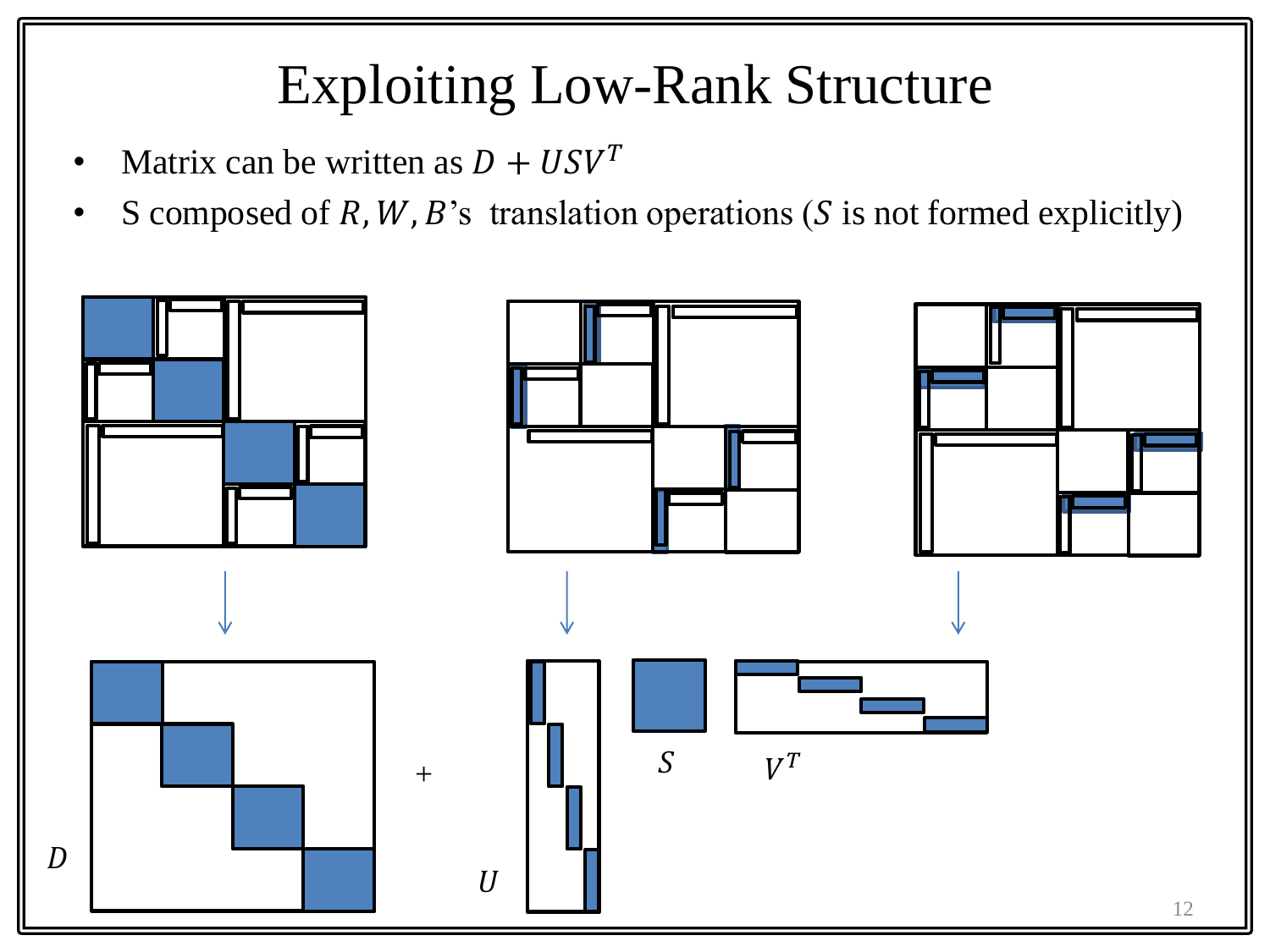# Exploiting Low-Rank Structure

- Matrix can be written as $D + USV^T$
- S composed of $R, W, B$'s translation operations ($S$ is not formed explicitly)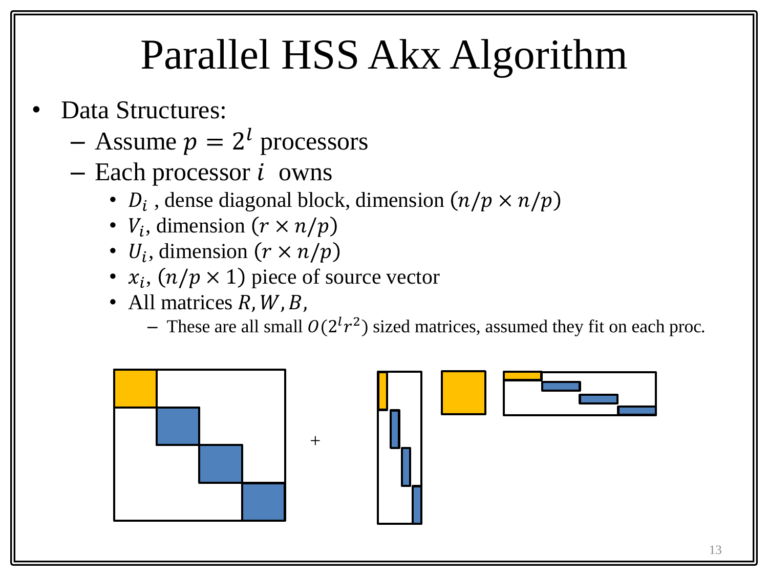# Parallel HSS Akx Algorithm

- Data Structures:
  - Assume $p = 2^l$ processors
  - Each processor $i$ owns
    - $D_i$ , dense diagonal block, dimension $(n/p \times n/p)$
    - $V_i$, dimension $(r \times n/p)$
    - $U_i$, dimension $(r \times n/p)$
    - $x_i$, $(n/p \times 1)$ piece of source vector
    - All matrices $R, W, B,$
      - These are all small $O(2^l r^2)$ sized matrices, assumed they fit on each proc.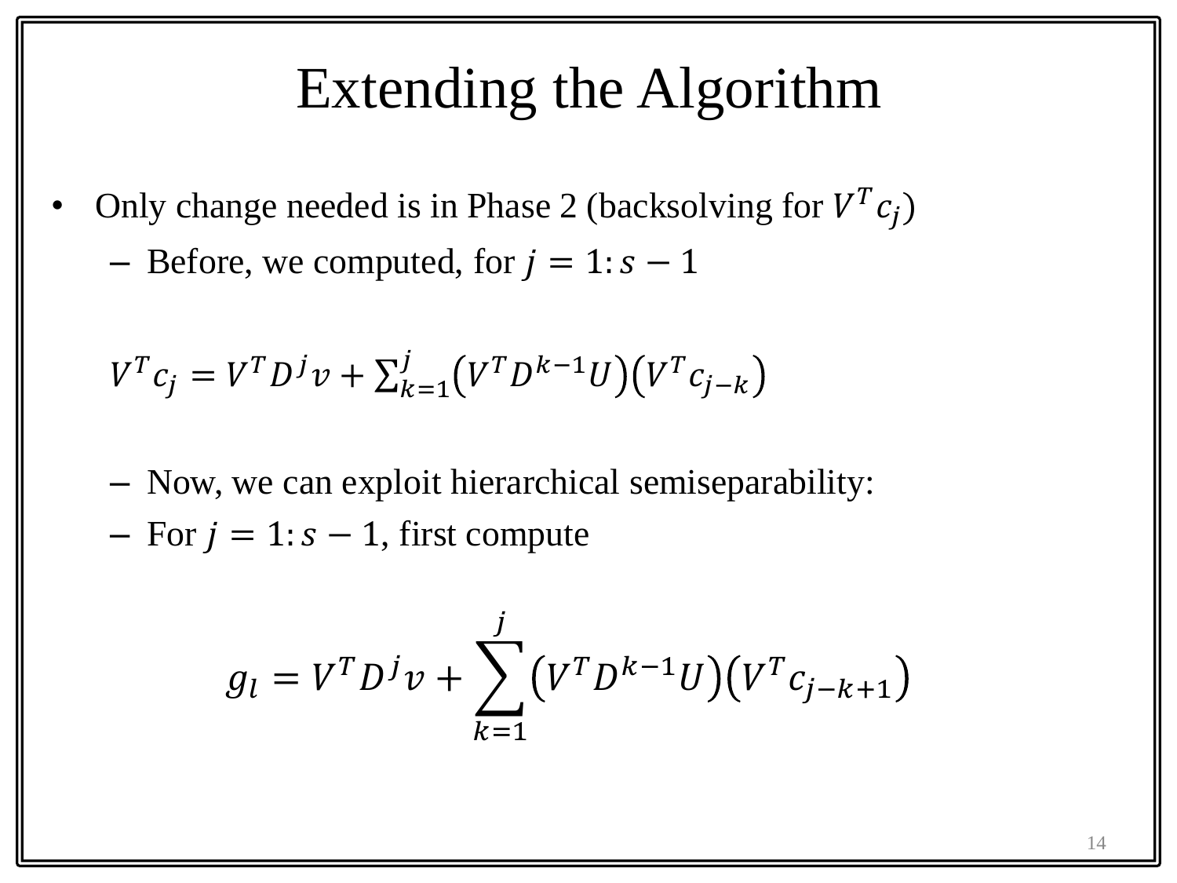# Extending the Algorithm

- Only change needed is in Phase 2 (backsolving for $V^T c_j$)
  - Before, we computed, for $j = 1{:}\, s-1$

    $V^T c_j = V^T D^j v + \sum_{k=1}^{j} \left(V^T D^{k-1} U\right)\left(V^T c_{j-k}\right)$

  - Now, we can exploit hierarchical semiseparability:
  - For $j = 1{:}\, s-1$, first compute

$$g_l = V^T D^j v + \sum_{k=1}^{j} \left(V^T D^{k-1} U\right)\left(V^T c_{j-k+1}\right)$$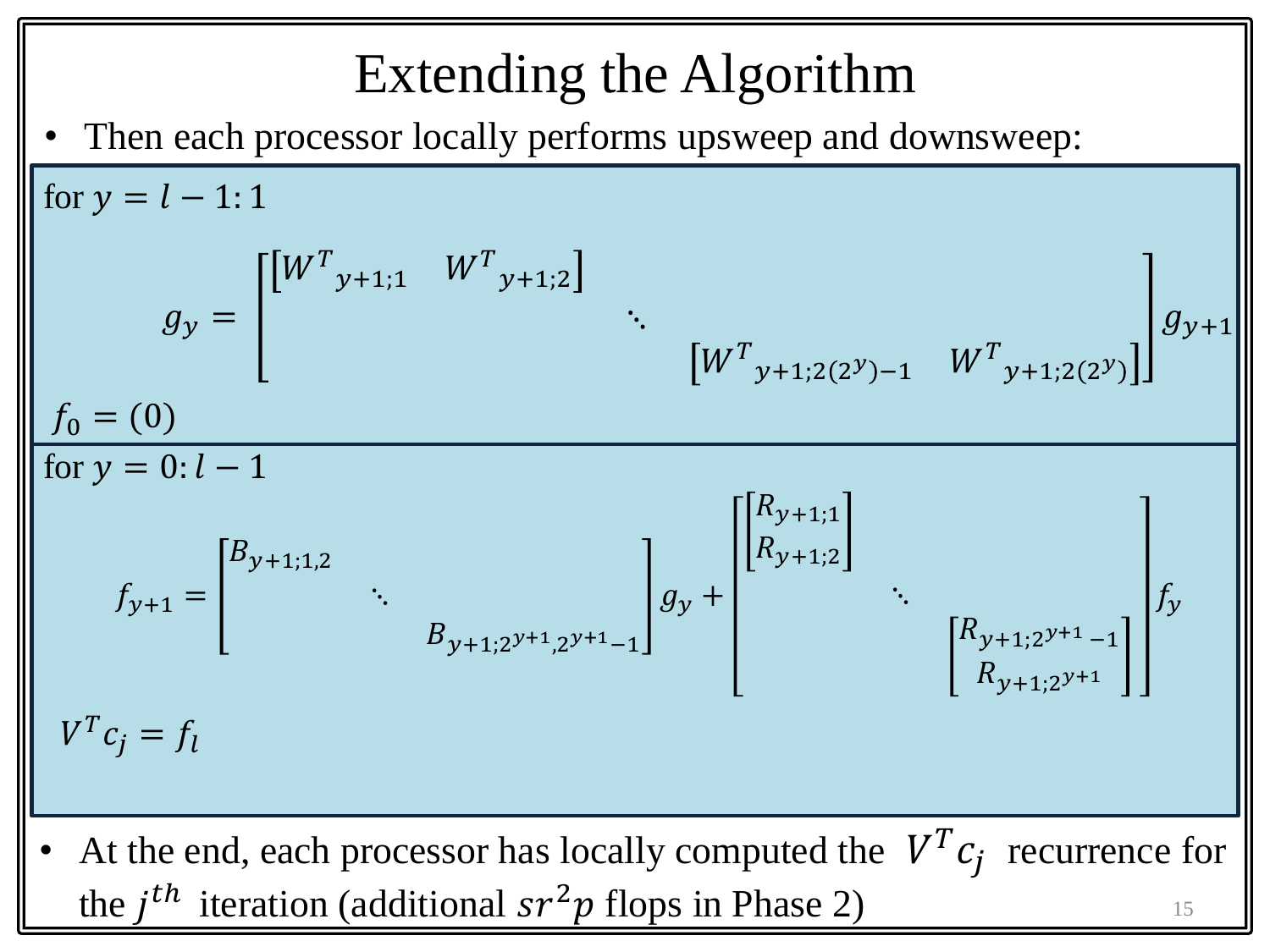# Extending the Algorithm

- Then each processor locally performs upsweep and downsweep:

for $y = l - 1 : 1$

$$g_y = \begin{bmatrix} \begin{bmatrix} {W^T}_{y+1;1} & {W^T}_{y+1;2} \end{bmatrix} & & \\ & \ddots & \\ & & \begin{bmatrix} {W^T}_{y+1;2(2^y)-1} & {W^T}_{y+1;2(2^y)} \end{bmatrix} \end{bmatrix} g_{y+1}$$

$f_0 = (0)$

for $y = 0 : l - 1$

$$f_{y+1} = \begin{bmatrix} B_{y+1;1,2} & & \\ & \ddots & \\ & & B_{y+1;2^{y+1},2^{y+1}-1} \end{bmatrix} g_y + \begin{bmatrix} \begin{bmatrix} R_{y+1;1} \\ R_{y+1;2} \end{bmatrix} & & \\ & \ddots & \\ & & \begin{bmatrix} R_{y+1;2^{y+1}-1} \\ R_{y+1;2^{y+1}} \end{bmatrix} \end{bmatrix} f_y$$

$V^T c_j = f_l$

- At the end, each processor has locally computed the $V^T c_j$ recurrence for the $j^{th}$ iteration (additional $sr^2p$ flops in Phase 2)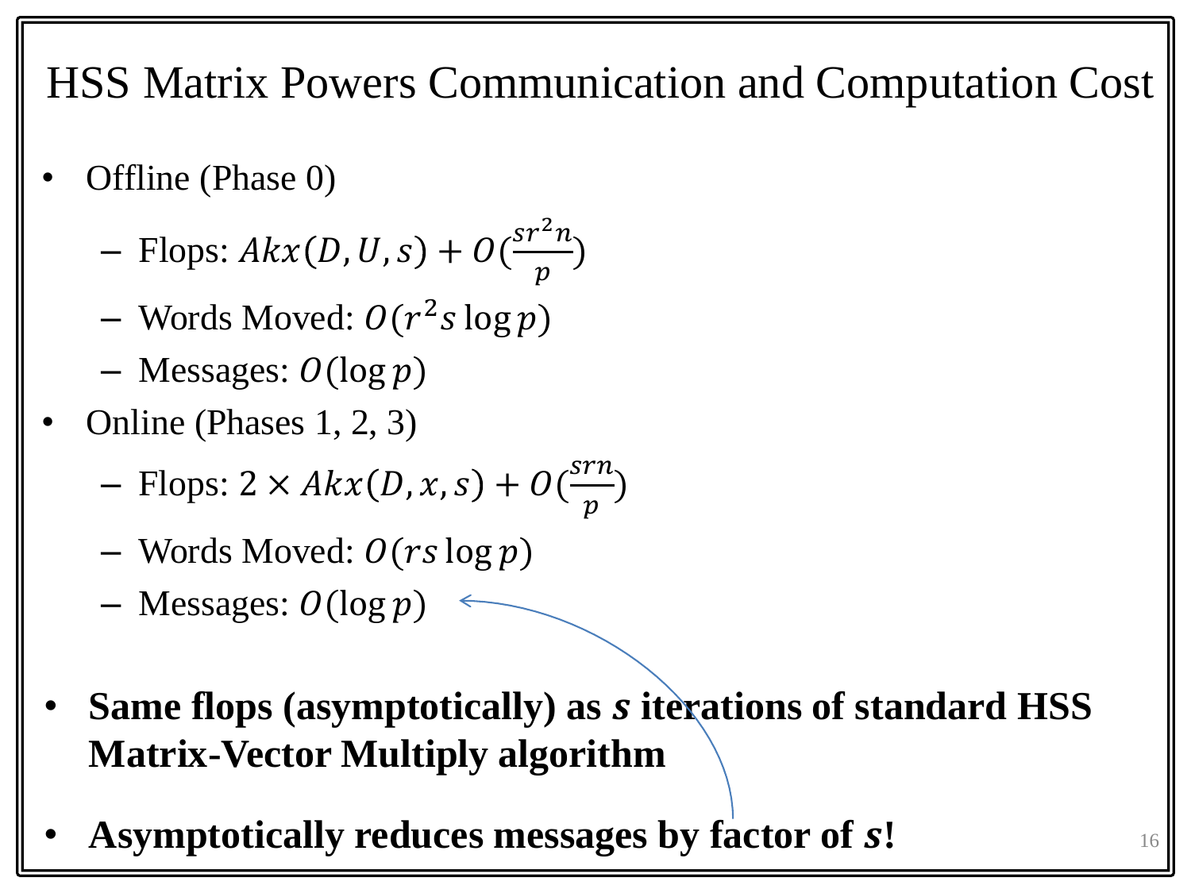# HSS Matrix Powers Communication and Computation Cost

- Offline (Phase 0)
  - Flops: $Akx(D, U, s) + O(\frac{sr^2n}{p})$
  - Words Moved: $O(r^2 s \log p)$
  - Messages: $O(\log p)$
- Online (Phases 1, 2, 3)
  - Flops: $2 \times Akx(D, x, s) + O(\frac{srn}{p})$
  - Words Moved: $O(rs \log p)$
  - Messages: $O(\log p)$

- **Same flops (asymptotically) as $s$ iterations of standard HSS Matrix-Vector Multiply algorithm**
- **Asymptotically reduces messages by factor of $s$!**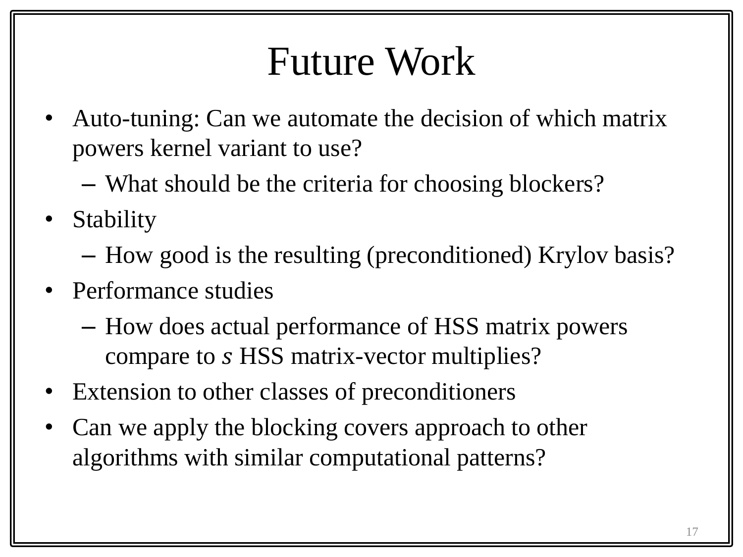# Future Work

- Auto-tuning: Can we automate the decision of which matrix powers kernel variant to use?
  - What should be the criteria for choosing blockers?
- Stability
  - How good is the resulting (preconditioned) Krylov basis?
- Performance studies
  - How does actual performance of HSS matrix powers compare to $s$ HSS matrix-vector multiplies?
- Extension to other classes of preconditioners
- Can we apply the blocking covers approach to other algorithms with similar computational patterns?